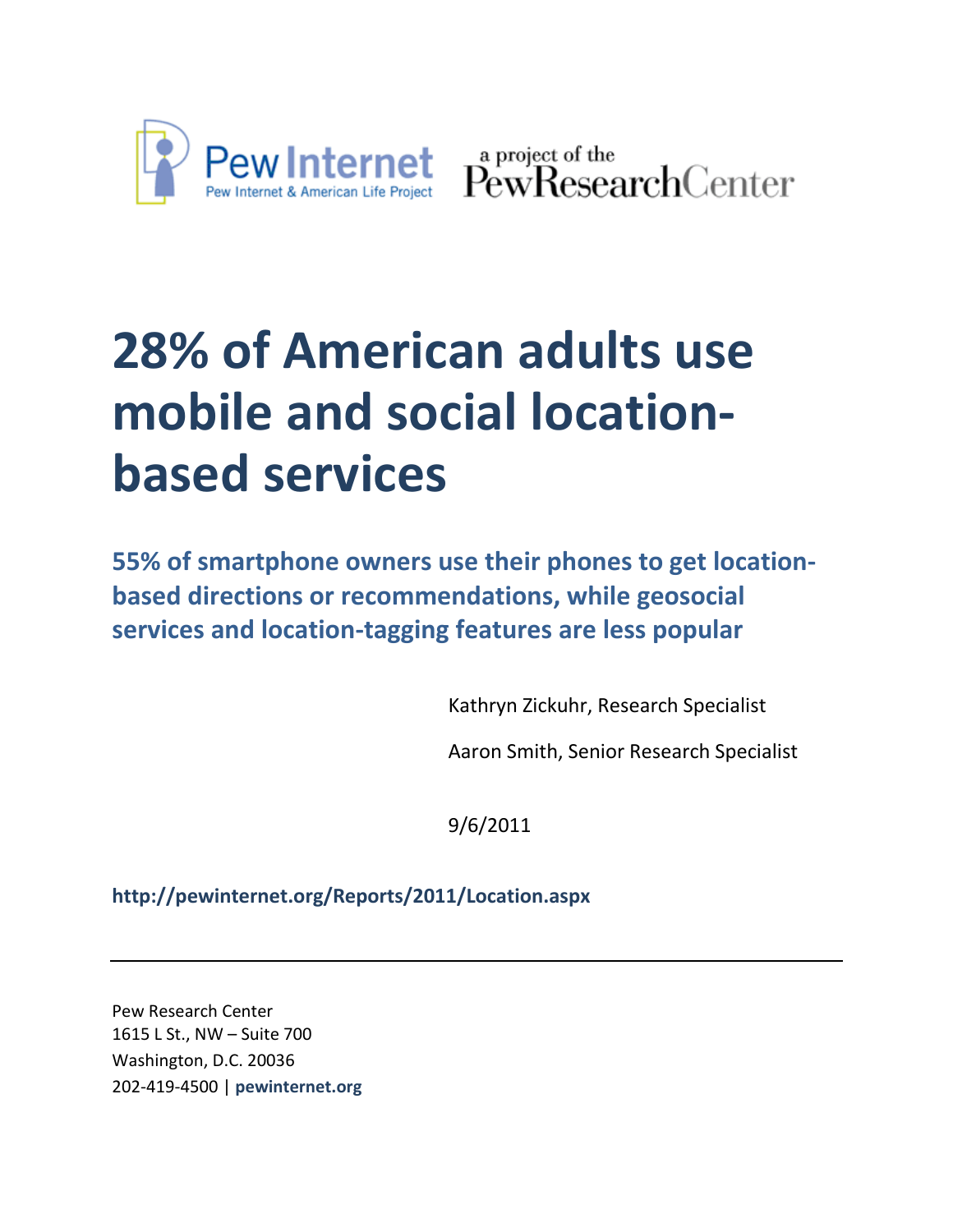Pew Internet
Pew Internet & American Life Project

a project of the PewResearchCenter

# 28% of American adults use mobile and social location-based services

## 55% of smartphone owners use their phones to get location-based directions or recommendations, while geosocial services and location-tagging features are less popular

Kathryn Zickuhr, Research Specialist

Aaron Smith, Senior Research Specialist

9/6/2011

**http://pewinternet.org/Reports/2011/Location.aspx**

---

Pew Research Center
1615 L St., NW – Suite 700
Washington, D.C. 20036
202-419-4500 | **pewinternet.org**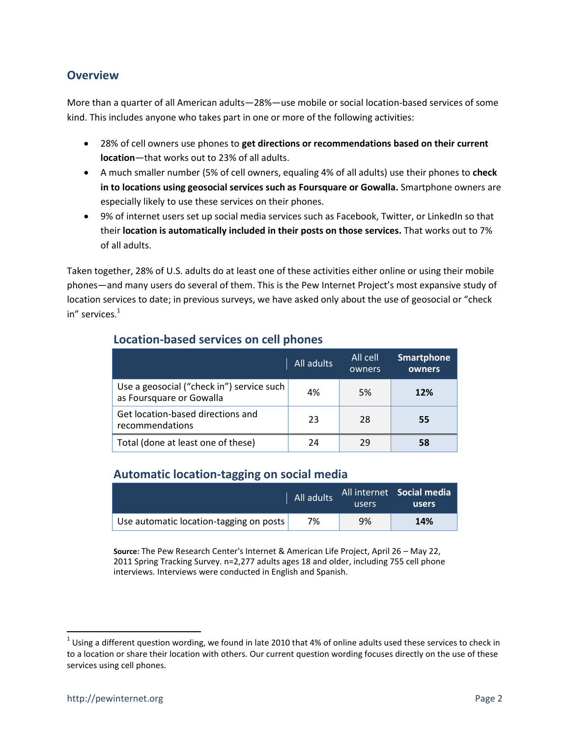## Overview

More than a quarter of all American adults—28%—use mobile or social location-based services of some kind. This includes anyone who takes part in one or more of the following activities:

- 28% of cell owners use phones to **get directions or recommendations based on their current location**—that works out to 23% of all adults.
- A much smaller number (5% of cell owners, equaling 4% of all adults) use their phones to **check in to locations using geosocial services such as Foursquare or Gowalla.** Smartphone owners are especially likely to use these services on their phones.
- 9% of internet users set up social media services such as Facebook, Twitter, or LinkedIn so that their **location is automatically included in their posts on those services.** That works out to 7% of all adults.

Taken together, 28% of U.S. adults do at least one of these activities either online or using their mobile phones—and many users do several of them. This is the Pew Internet Project's most expansive study of location services to date; in previous surveys, we have asked only about the use of geosocial or "check in" services.[1]

### Location-based services on cell phones

| | All adults | All cell owners | **Smartphone owners** |
|---|---|---|---|
| Use a geosocial ("check in") service such as Foursquare or Gowalla | 4% | 5% | **12%** |
| Get location-based directions and recommendations | 23 | 28 | **55** |
| Total (done at least one of these) | 24 | 29 | **58** |

### Automatic location-tagging on social media

| | All adults | All internet users | **Social media users** |
|---|---|---|---|
| Use automatic location-tagging on posts | 7% | 9% | **14%** |

**Source:** The Pew Research Center's Internet & American Life Project, April 26 – May 22, 2011 Spring Tracking Survey. n=2,277 adults ages 18 and older, including 755 cell phone interviews. Interviews were conducted in English and Spanish.

[1] Using a different question wording, we found in late 2010 that 4% of online adults used these services to check in to a location or share their location with others. Our current question wording focuses directly on the use of these services using cell phones.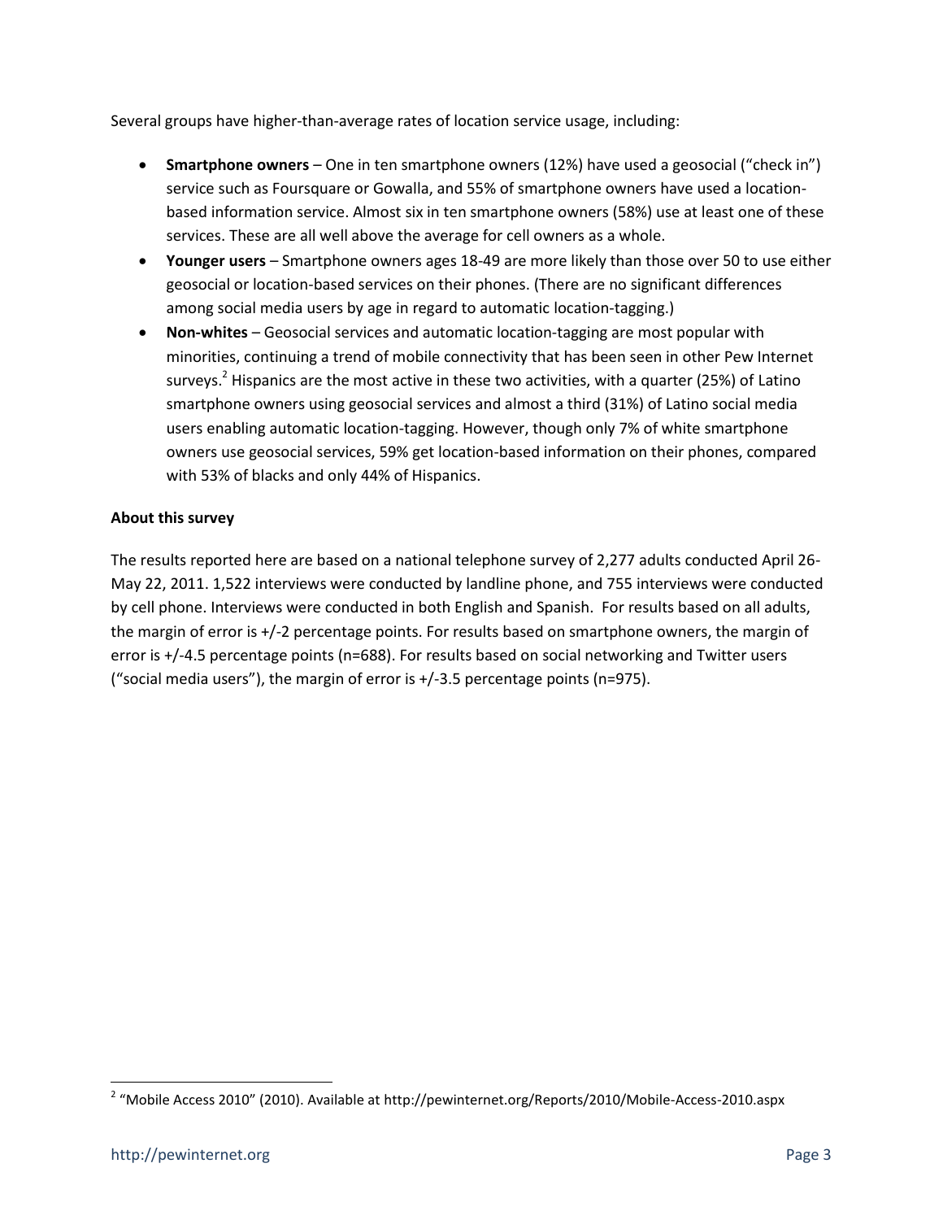Several groups have higher-than-average rates of location service usage, including:

- **Smartphone owners** – One in ten smartphone owners (12%) have used a geosocial ("check in") service such as Foursquare or Gowalla, and 55% of smartphone owners have used a location-based information service. Almost six in ten smartphone owners (58%) use at least one of these services. These are all well above the average for cell owners as a whole.
- **Younger users** – Smartphone owners ages 18-49 are more likely than those over 50 to use either geosocial or location-based services on their phones. (There are no significant differences among social media users by age in regard to automatic location-tagging.)
- **Non-whites** – Geosocial services and automatic location-tagging are most popular with minorities, continuing a trend of mobile connectivity that has been seen in other Pew Internet surveys.[2] Hispanics are the most active in these two activities, with a quarter (25%) of Latino smartphone owners using geosocial services and almost a third (31%) of Latino social media users enabling automatic location-tagging. However, though only 7% of white smartphone owners use geosocial services, 59% get location-based information on their phones, compared with 53% of blacks and only 44% of Hispanics.

**About this survey**

The results reported here are based on a national telephone survey of 2,277 adults conducted April 26-May 22, 2011. 1,522 interviews were conducted by landline phone, and 755 interviews were conducted by cell phone. Interviews were conducted in both English and Spanish. For results based on all adults, the margin of error is +/-2 percentage points. For results based on smartphone owners, the margin of error is +/-4.5 percentage points (n=688). For results based on social networking and Twitter users ("social media users"), the margin of error is +/-3.5 percentage points (n=975).

[2] "Mobile Access 2010" (2010). Available at http://pewinternet.org/Reports/2010/Mobile-Access-2010.aspx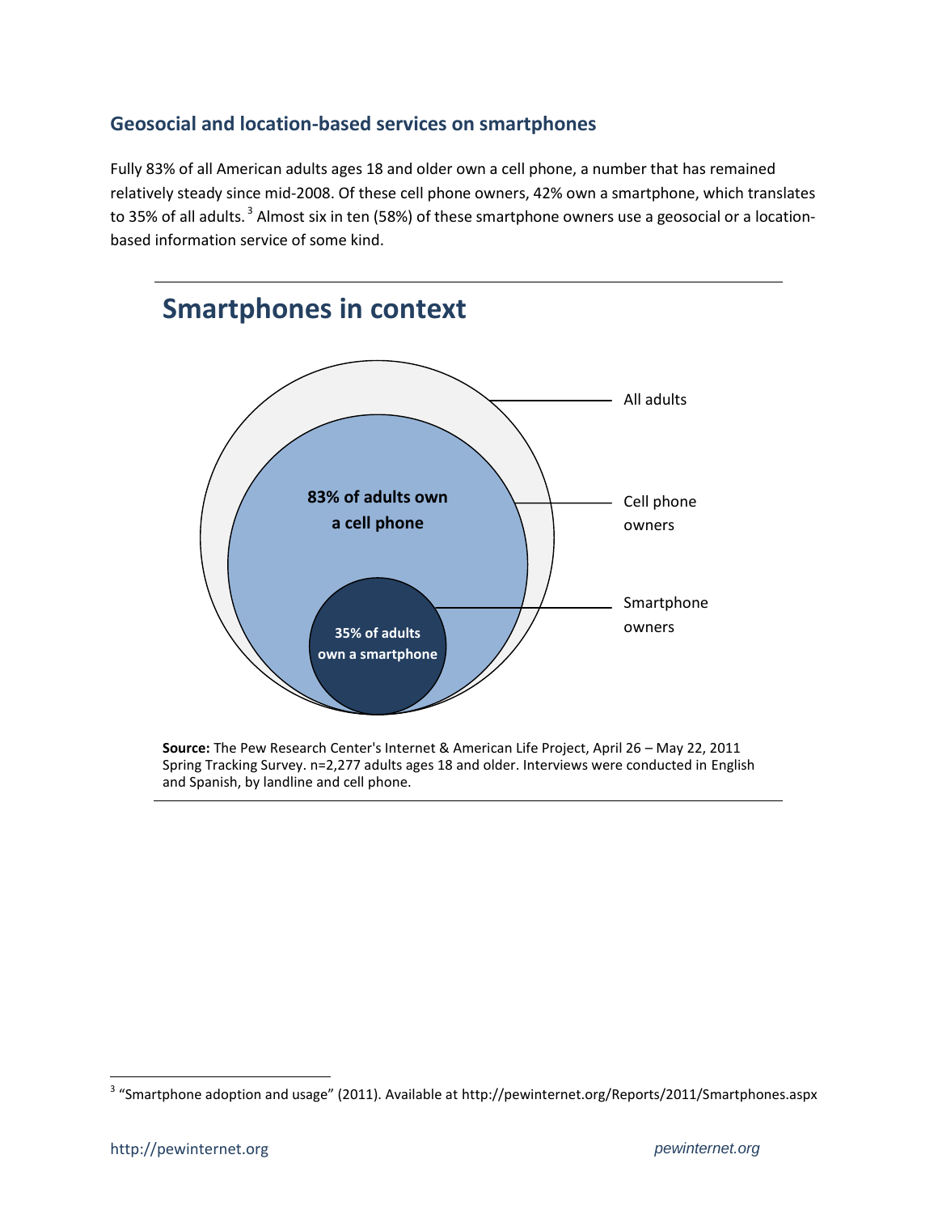## Geosocial and location-based services on smartphones

Fully 83% of all American adults ages 18 and older own a cell phone, a number that has remained relatively steady since mid-2008. Of these cell phone owners, 42% own a smartphone, which translates to 35% of all adults.[3] Almost six in ten (58%) of these smartphone owners use a geosocial or a location-based information service of some kind.

## Smartphones in context

All adults

Cell phone owners

Smartphone owners

**83% of adults own a cell phone**

**35% of adults own a smartphone**

**Source:** The Pew Research Center's Internet & American Life Project, April 26 – May 22, 2011 Spring Tracking Survey. n=2,277 adults ages 18 and older. Interviews were conducted in English and Spanish, by landline and cell phone.

[3] "Smartphone adoption and usage" (2011). Available at http://pewinternet.org/Reports/2011/Smartphones.aspx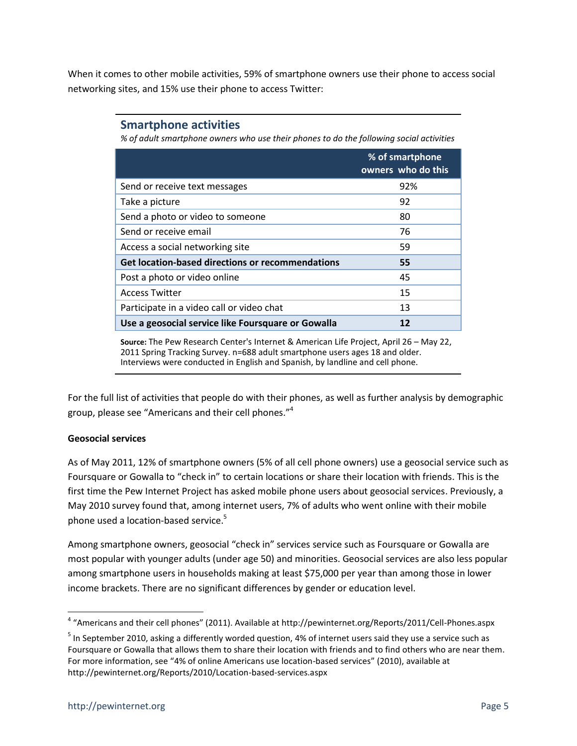When it comes to other mobile activities, 59% of smartphone owners use their phone to access social networking sites, and 15% use their phone to access Twitter:

## Smartphone activities

*% of adult smartphone owners who use their phones to do the following social activities*

| | % of smartphone owners who do this |
|---|---|
| Send or receive text messages | 92% |
| Take a picture | 92 |
| Send a photo or video to someone | 80 |
| Send or receive email | 76 |
| Access a social networking site | 59 |
| **Get location-based directions or recommendations** | **55** |
| Post a photo or video online | 45 |
| Access Twitter | 15 |
| Participate in a video call or video chat | 13 |
| **Use a geosocial service like Foursquare or Gowalla** | **12** |

**Source:** The Pew Research Center's Internet & American Life Project, April 26 – May 22, 2011 Spring Tracking Survey. n=688 adult smartphone users ages 18 and older. Interviews were conducted in English and Spanish, by landline and cell phone.

For the full list of activities that people do with their phones, as well as further analysis by demographic group, please see "Americans and their cell phones."[4]

**Geosocial services**

As of May 2011, 12% of smartphone owners (5% of all cell phone owners) use a geosocial service such as Foursquare or Gowalla to "check in" to certain locations or share their location with friends. This is the first time the Pew Internet Project has asked mobile phone users about geosocial services. Previously, a May 2010 survey found that, among internet users, 7% of adults who went online with their mobile phone used a location-based service.[5]

Among smartphone owners, geosocial "check in" services service such as Foursquare or Gowalla are most popular with younger adults (under age 50) and minorities. Geosocial services are also less popular among smartphone users in households making at least $75,000 per year than among those in lower income brackets. There are no significant differences by gender or education level.

[4] "Americans and their cell phones" (2011). Available at http://pewinternet.org/Reports/2011/Cell-Phones.aspx

[5] In September 2010, asking a differently worded question, 4% of internet users said they use a service such as Foursquare or Gowalla that allows them to share their location with friends and to find others who are near them. For more information, see "4% of online Americans use location-based services" (2010), available at http://pewinternet.org/Reports/2010/Location-based-services.aspx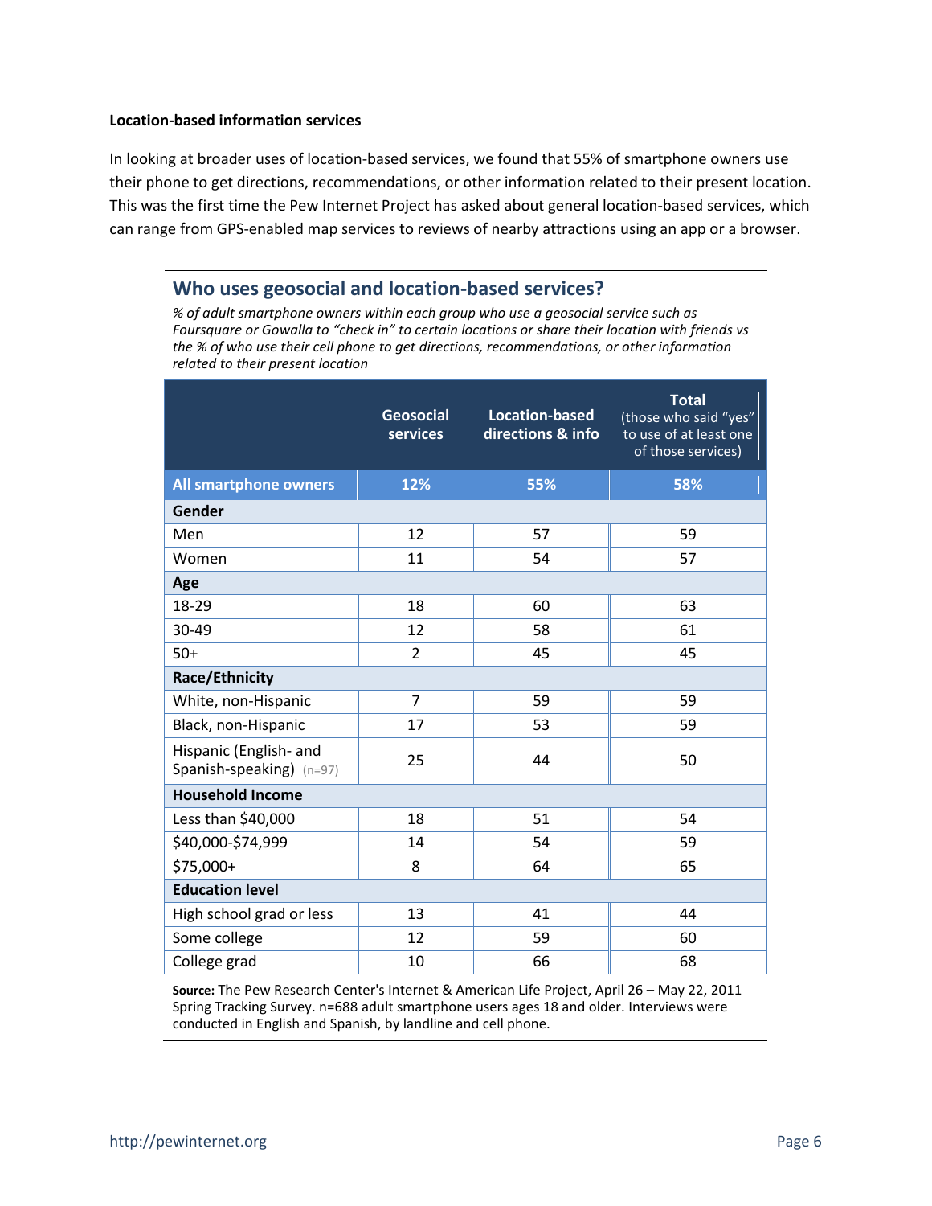**Location-based information services**

In looking at broader uses of location-based services, we found that 55% of smartphone owners use their phone to get directions, recommendations, or other information related to their present location. This was the first time the Pew Internet Project has asked about general location-based services, which can range from GPS-enabled map services to reviews of nearby attractions using an app or a browser.

## Who uses geosocial and location-based services?

*% of adult smartphone owners within each group who use a geosocial service such as Foursquare or Gowalla to "check in" to certain locations or share their location with friends vs the % of who use their cell phone to get directions, recommendations, or other information related to their present location*

| | Geosocial services | Location-based directions & info | Total (those who said "yes" to use of at least one of those services) |
|---|---|---|---|
| **All smartphone owners** | **12%** | **55%** | **58%** |
| **Gender** | | | |
| Men | 12 | 57 | 59 |
| Women | 11 | 54 | 57 |
| **Age** | | | |
| 18-29 | 18 | 60 | 63 |
| 30-49 | 12 | 58 | 61 |
| 50+ | 2 | 45 | 45 |
| **Race/Ethnicity** | | | |
| White, non-Hispanic | 7 | 59 | 59 |
| Black, non-Hispanic | 17 | 53 | 59 |
| Hispanic (English- and Spanish-speaking) (n=97) | 25 | 44 | 50 |
| **Household Income** | | | |
| Less than $40,000 | 18 | 51 | 54 |
| $40,000-$74,999 | 14 | 54 | 59 |
| $75,000+ | 8 | 64 | 65 |
| **Education level** | | | |
| High school grad or less | 13 | 41 | 44 |
| Some college | 12 | 59 | 60 |
| College grad | 10 | 66 | 68 |

**Source:** The Pew Research Center's Internet & American Life Project, April 26 – May 22, 2011 Spring Tracking Survey. n=688 adult smartphone users ages 18 and older. Interviews were conducted in English and Spanish, by landline and cell phone.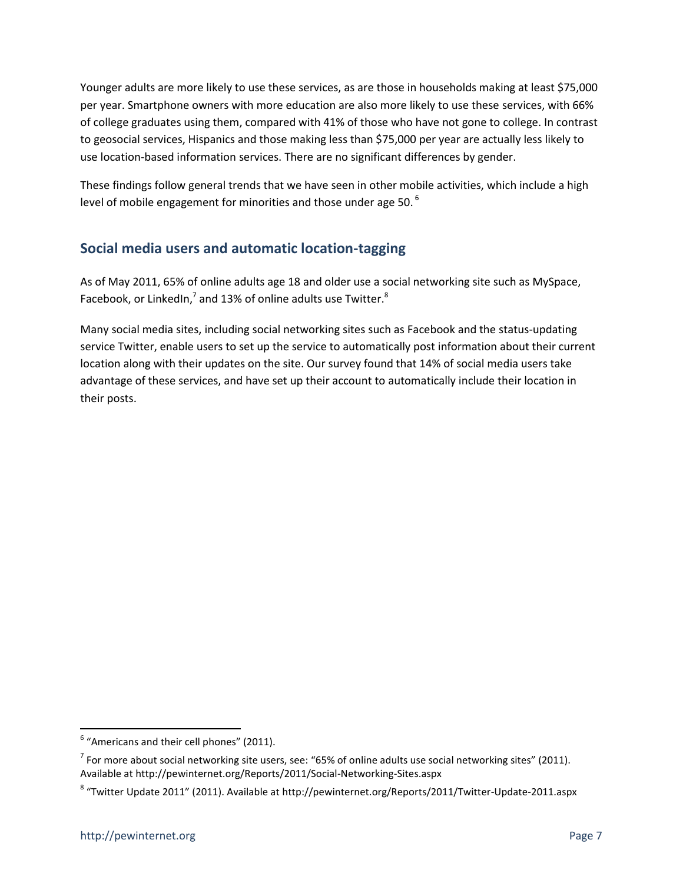Younger adults are more likely to use these services, as are those in households making at least $75,000 per year. Smartphone owners with more education are also more likely to use these services, with 66% of college graduates using them, compared with 41% of those who have not gone to college. In contrast to geosocial services, Hispanics and those making less than $75,000 per year are actually less likely to use location-based information services. There are no significant differences by gender.

These findings follow general trends that we have seen in other mobile activities, which include a high level of mobile engagement for minorities and those under age 50. [6]

## Social media users and automatic location-tagging

As of May 2011, 65% of online adults age 18 and older use a social networking site such as MySpace, Facebook, or LinkedIn,[7] and 13% of online adults use Twitter.[8]

Many social media sites, including social networking sites such as Facebook and the status-updating service Twitter, enable users to set up the service to automatically post information about their current location along with their updates on the site. Our survey found that 14% of social media users take advantage of these services, and have set up their account to automatically include their location in their posts.

---

[6] "Americans and their cell phones" (2011).

[7] For more about social networking site users, see: "65% of online adults use social networking sites" (2011). Available at http://pewinternet.org/Reports/2011/Social-Networking-Sites.aspx

[8] "Twitter Update 2011" (2011). Available at http://pewinternet.org/Reports/2011/Twitter-Update-2011.aspx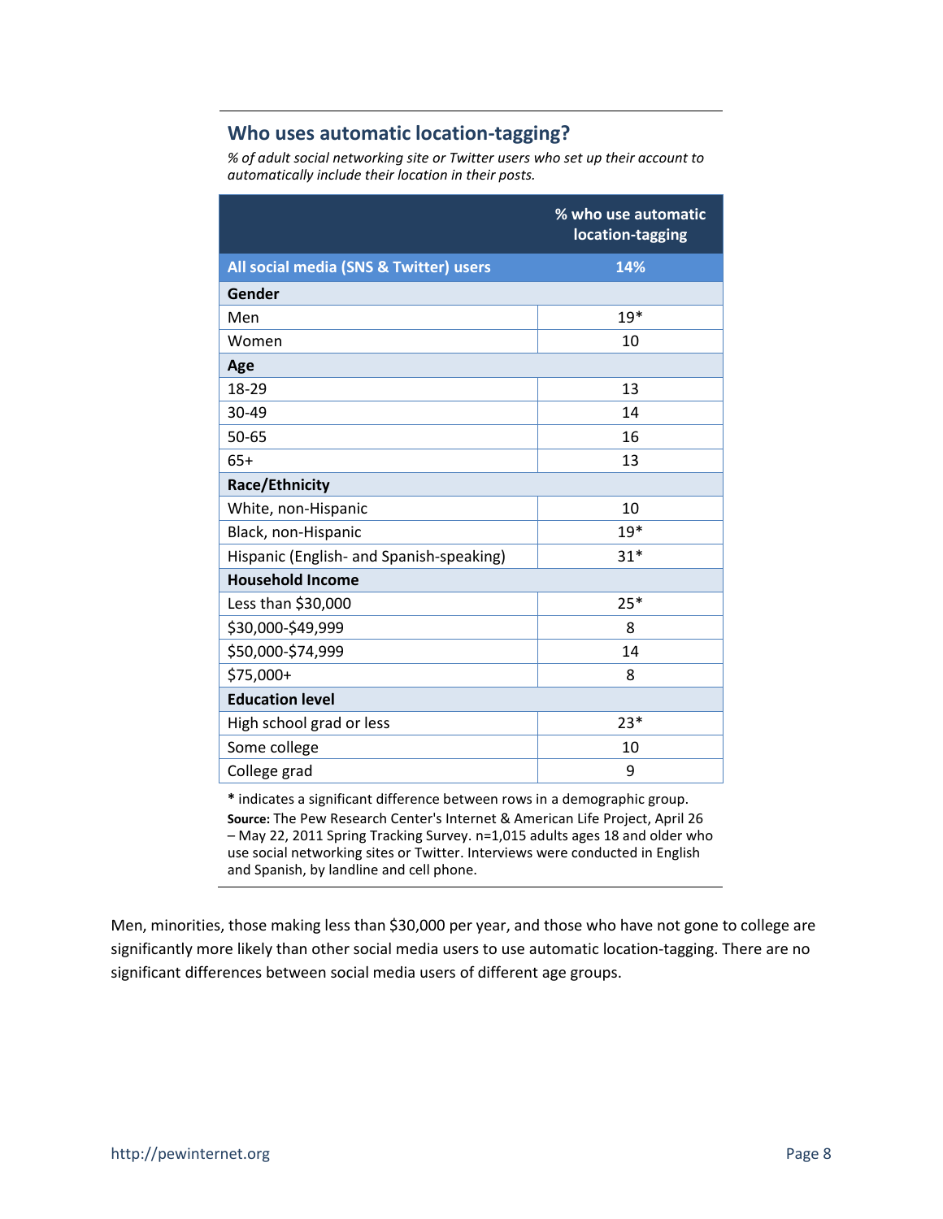## Who uses automatic location-tagging?

*% of adult social networking site or Twitter users who set up their account to automatically include their location in their posts.*

| | % who use automatic location-tagging |
|---|---|
| **All social media (SNS & Twitter) users** | **14%** |
| **Gender** | |
| Men | 19* |
| Women | 10 |
| **Age** | |
| 18-29 | 13 |
| 30-49 | 14 |
| 50-65 | 16 |
| 65+ | 13 |
| **Race/Ethnicity** | |
| White, non-Hispanic | 10 |
| Black, non-Hispanic | 19* |
| Hispanic (English- and Spanish-speaking) | 31* |
| **Household Income** | |
| Less than $30,000 | 25* |
| $30,000-$49,999 | 8 |
| $50,000-$74,999 | 14 |
| $75,000+ | 8 |
| **Education level** | |
| High school grad or less | 23* |
| Some college | 10 |
| College grad | 9 |

**\*** indicates a significant difference between rows in a demographic group.

**Source:** The Pew Research Center's Internet & American Life Project, April 26 – May 22, 2011 Spring Tracking Survey. n=1,015 adults ages 18 and older who use social networking sites or Twitter. Interviews were conducted in English and Spanish, by landline and cell phone.

Men, minorities, those making less than $30,000 per year, and those who have not gone to college are significantly more likely than other social media users to use automatic location-tagging. There are no significant differences between social media users of different age groups.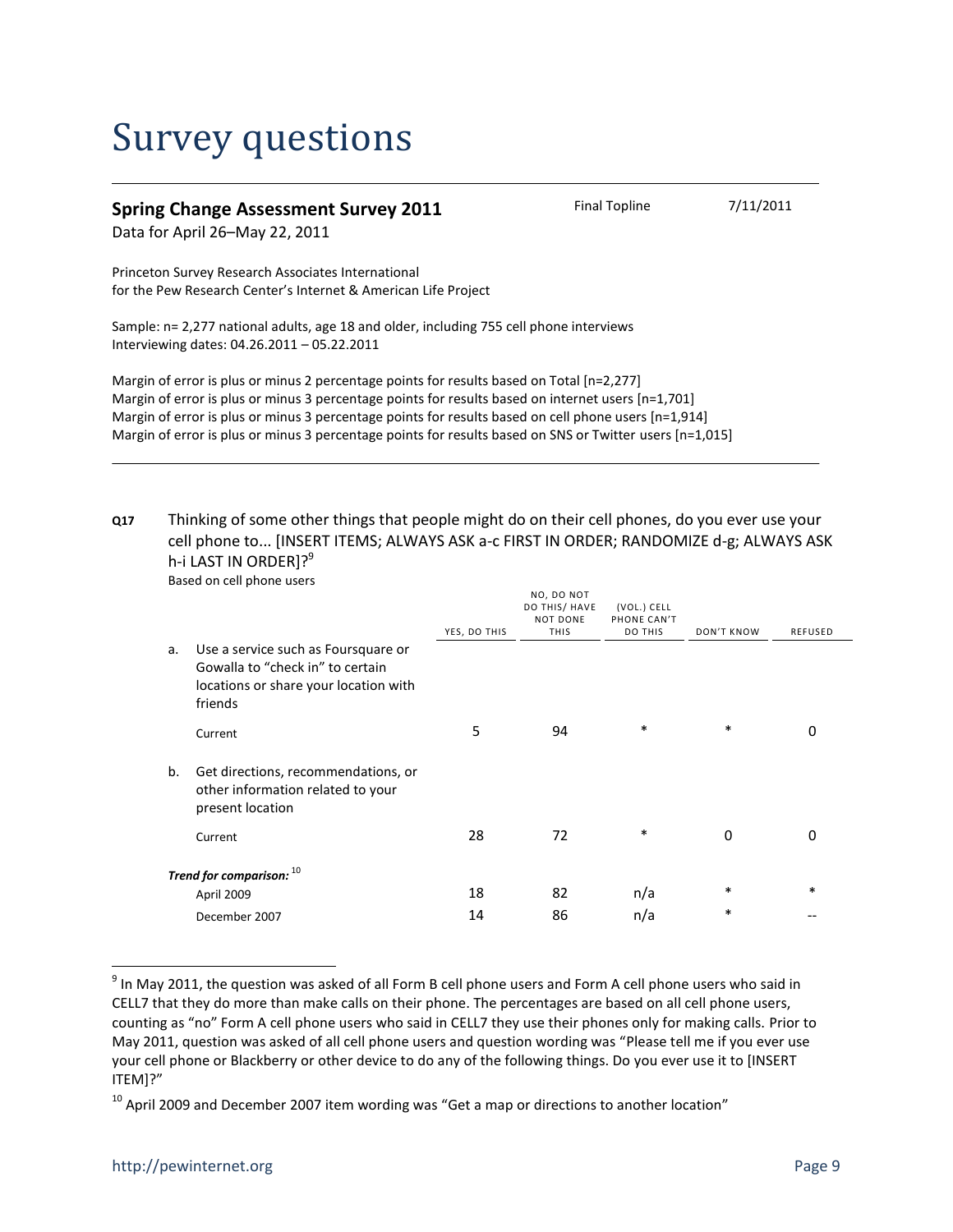# Survey questions

**Spring Change Assessment Survey 2011** Final Topline 7/11/2011

Data for April 26–May 22, 2011

Princeton Survey Research Associates International
for the Pew Research Center's Internet & American Life Project

Sample: n= 2,277 national adults, age 18 and older, including 755 cell phone interviews
Interviewing dates: 04.26.2011 – 05.22.2011

Margin of error is plus or minus 2 percentage points for results based on Total [n=2,277]
Margin of error is plus or minus 3 percentage points for results based on internet users [n=1,701]
Margin of error is plus or minus 3 percentage points for results based on cell phone users [n=1,914]
Margin of error is plus or minus 3 percentage points for results based on SNS or Twitter users [n=1,015]

---

**Q17** Thinking of some other things that people might do on their cell phones, do you ever use your cell phone to... [INSERT ITEMS; ALWAYS ASK a-c FIRST IN ORDER; RANDOMIZE d-g; ALWAYS ASK h-i LAST IN ORDER]?[9]

Based on cell phone users

| | | YES, DO THIS | NO, DO NOT DO THIS/ HAVE NOT DONE THIS | (VOL.) CELL PHONE CAN'T DO THIS | DON'T KNOW | REFUSED |
|---|---|---|---|---|---|---|
| a. | Use a service such as Foursquare or Gowalla to "check in" to certain locations or share your location with friends | | | | | |
| | Current | 5 | 94 | * | * | 0 |
| b. | Get directions, recommendations, or other information related to your present location | | | | | |
| | Current | 28 | 72 | * | 0 | 0 |
| | ***Trend for comparison:*** [10] | | | | | |
| | April 2009 | 18 | 82 | n/a | * | * |
| | December 2007 | 14 | 86 | n/a | * | -- |

[9] In May 2011, the question was asked of all Form B cell phone users and Form A cell phone users who said in CELL7 that they do more than make calls on their phone. The percentages are based on all cell phone users, counting as "no" Form A cell phone users who said in CELL7 they use their phones only for making calls. Prior to May 2011, question was asked of all cell phone users and question wording was "Please tell me if you ever use your cell phone or Blackberry or other device to do any of the following things. Do you ever use it to [INSERT ITEM]?"

[10] April 2009 and December 2007 item wording was "Get a map or directions to another location"

http://pewinternet.org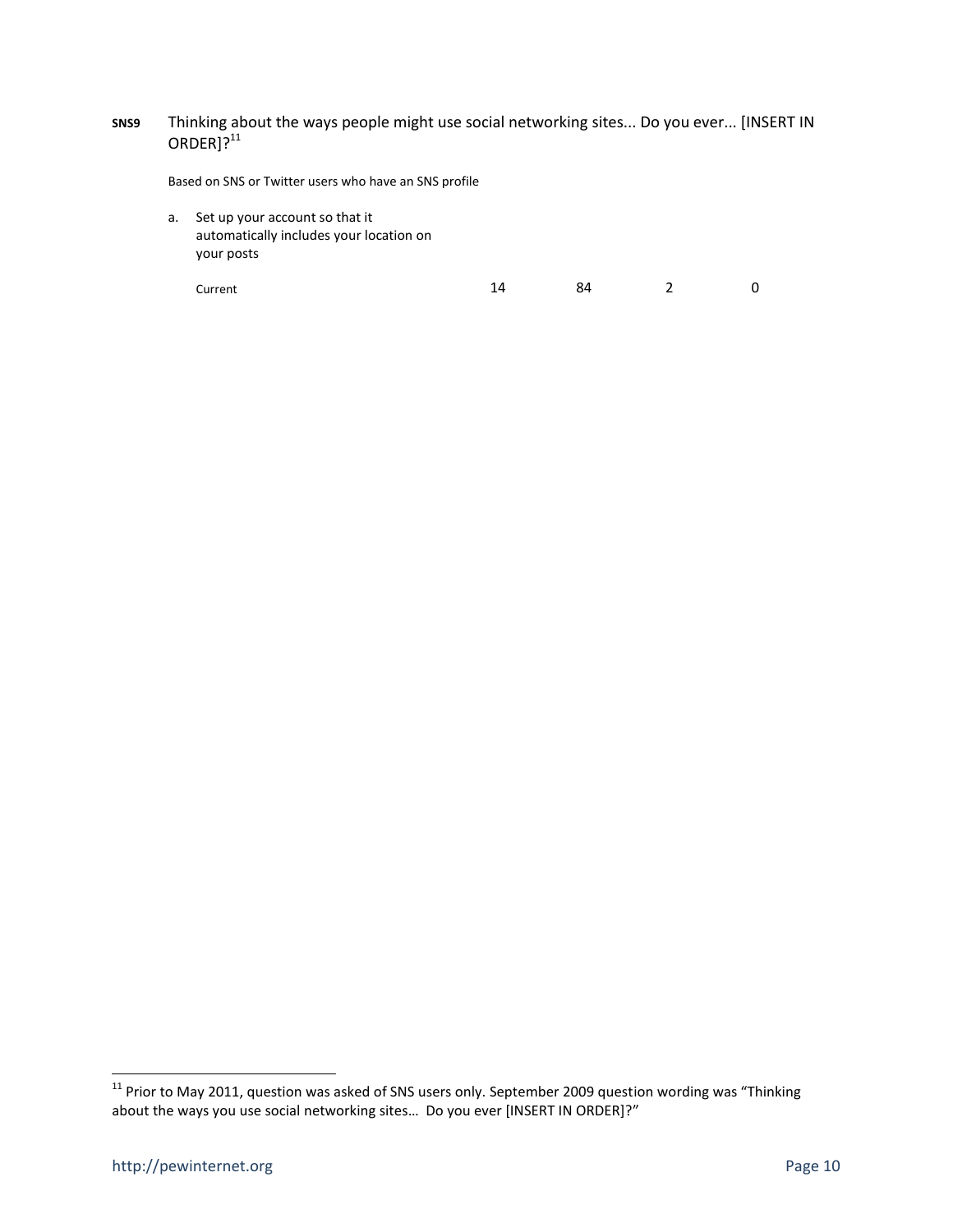**SNS9** Thinking about the ways people might use social networking sites... Do you ever... [INSERT IN ORDER]?[11]

Based on SNS or Twitter users who have an SNS profile

| | | | | |
|---|---|---|---|---|
| a. Set up your account so that it automatically includes your location on your posts | | | | |
| Current | 14 | 84 | 2 | 0 |

[11] Prior to May 2011, question was asked of SNS users only. September 2009 question wording was "Thinking about the ways you use social networking sites… Do you ever [INSERT IN ORDER]?"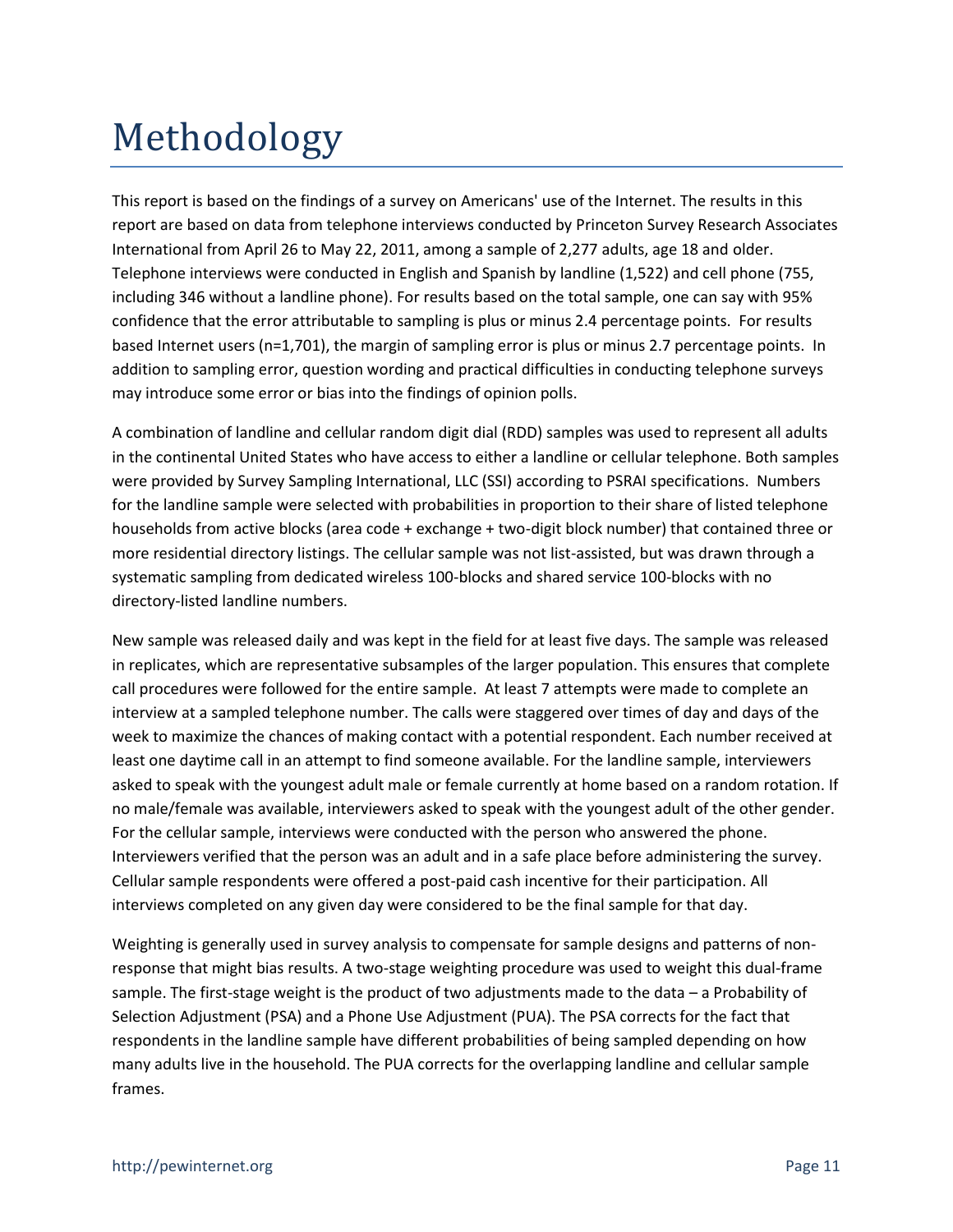# Methodology

This report is based on the findings of a survey on Americans' use of the Internet. The results in this report are based on data from telephone interviews conducted by Princeton Survey Research Associates International from April 26 to May 22, 2011, among a sample of 2,277 adults, age 18 and older. Telephone interviews were conducted in English and Spanish by landline (1,522) and cell phone (755, including 346 without a landline phone). For results based on the total sample, one can say with 95% confidence that the error attributable to sampling is plus or minus 2.4 percentage points. For results based Internet users (n=1,701), the margin of sampling error is plus or minus 2.7 percentage points. In addition to sampling error, question wording and practical difficulties in conducting telephone surveys may introduce some error or bias into the findings of opinion polls.

A combination of landline and cellular random digit dial (RDD) samples was used to represent all adults in the continental United States who have access to either a landline or cellular telephone. Both samples were provided by Survey Sampling International, LLC (SSI) according to PSRAI specifications. Numbers for the landline sample were selected with probabilities in proportion to their share of listed telephone households from active blocks (area code + exchange + two-digit block number) that contained three or more residential directory listings. The cellular sample was not list-assisted, but was drawn through a systematic sampling from dedicated wireless 100-blocks and shared service 100-blocks with no directory-listed landline numbers.

New sample was released daily and was kept in the field for at least five days. The sample was released in replicates, which are representative subsamples of the larger population. This ensures that complete call procedures were followed for the entire sample. At least 7 attempts were made to complete an interview at a sampled telephone number. The calls were staggered over times of day and days of the week to maximize the chances of making contact with a potential respondent. Each number received at least one daytime call in an attempt to find someone available. For the landline sample, interviewers asked to speak with the youngest adult male or female currently at home based on a random rotation. If no male/female was available, interviewers asked to speak with the youngest adult of the other gender. For the cellular sample, interviews were conducted with the person who answered the phone. Interviewers verified that the person was an adult and in a safe place before administering the survey. Cellular sample respondents were offered a post-paid cash incentive for their participation. All interviews completed on any given day were considered to be the final sample for that day.

Weighting is generally used in survey analysis to compensate for sample designs and patterns of non-response that might bias results. A two-stage weighting procedure was used to weight this dual-frame sample. The first-stage weight is the product of two adjustments made to the data – a Probability of Selection Adjustment (PSA) and a Phone Use Adjustment (PUA). The PSA corrects for the fact that respondents in the landline sample have different probabilities of being sampled depending on how many adults live in the household. The PUA corrects for the overlapping landline and cellular sample frames.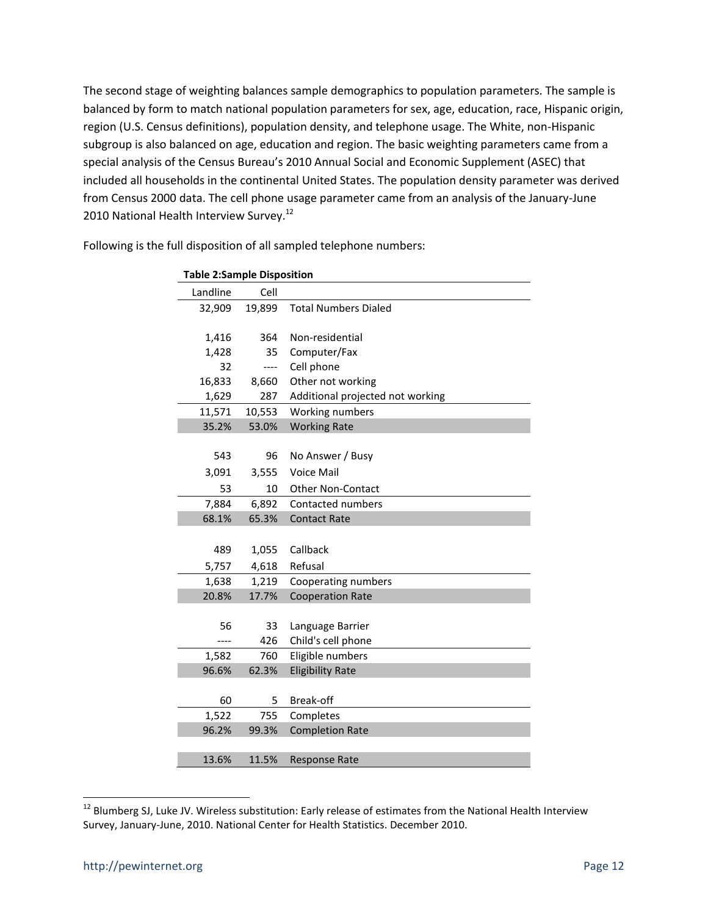The second stage of weighting balances sample demographics to population parameters. The sample is balanced by form to match national population parameters for sex, age, education, race, Hispanic origin, region (U.S. Census definitions), population density, and telephone usage. The White, non-Hispanic subgroup is also balanced on age, education and region. The basic weighting parameters came from a special analysis of the Census Bureau's 2010 Annual Social and Economic Supplement (ASEC) that included all households in the continental United States. The population density parameter was derived from Census 2000 data. The cell phone usage parameter came from an analysis of the January-June 2010 National Health Interview Survey.[12]

Following is the full disposition of all sampled telephone numbers:

**Table 2:Sample Disposition**

| Landline | Cell | |
|---|---|---|
| 32,909 | 19,899 | Total Numbers Dialed |
| | | |
| 1,416 | 364 | Non-residential |
| 1,428 | 35 | Computer/Fax |
| 32 | ---- | Cell phone |
| 16,833 | 8,660 | Other not working |
| 1,629 | 287 | Additional projected not working |
| 11,571 | 10,553 | Working numbers |
| 35.2% | 53.0% | Working Rate |
| | | |
| 543 | 96 | No Answer / Busy |
| 3,091 | 3,555 | Voice Mail |
| 53 | 10 | Other Non-Contact |
| 7,884 | 6,892 | Contacted numbers |
| 68.1% | 65.3% | Contact Rate |
| | | |
| 489 | 1,055 | Callback |
| 5,757 | 4,618 | Refusal |
| 1,638 | 1,219 | Cooperating numbers |
| 20.8% | 17.7% | Cooperation Rate |
| | | |
| 56 | 33 | Language Barrier |
| ---- | 426 | Child's cell phone |
| 1,582 | 760 | Eligible numbers |
| 96.6% | 62.3% | Eligibility Rate |
| | | |
| 60 | 5 | Break-off |
| 1,522 | 755 | Completes |
| 96.2% | 99.3% | Completion Rate |
| | | |
| 13.6% | 11.5% | Response Rate |

[12] Blumberg SJ, Luke JV. Wireless substitution: Early release of estimates from the National Health Interview Survey, January-June, 2010. National Center for Health Statistics. December 2010.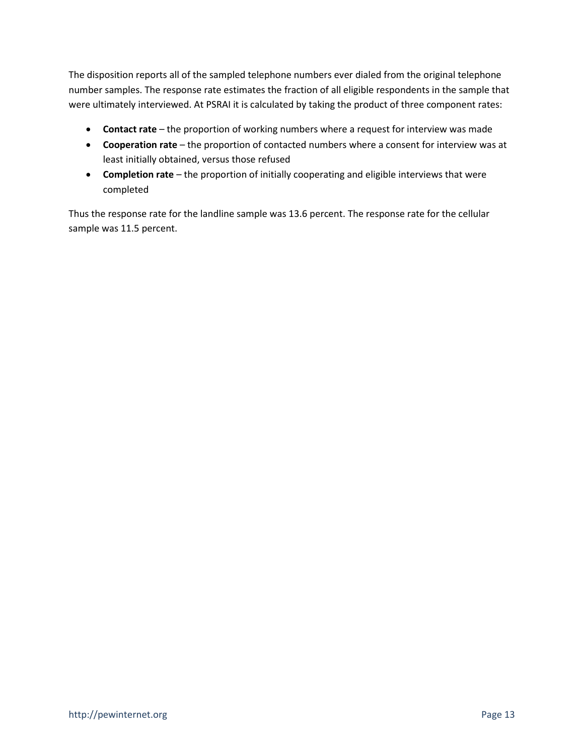The disposition reports all of the sampled telephone numbers ever dialed from the original telephone number samples. The response rate estimates the fraction of all eligible respondents in the sample that were ultimately interviewed. At PSRAI it is calculated by taking the product of three component rates:

- **Contact rate** – the proportion of working numbers where a request for interview was made
- **Cooperation rate** – the proportion of contacted numbers where a consent for interview was at least initially obtained, versus those refused
- **Completion rate** – the proportion of initially cooperating and eligible interviews that were completed

Thus the response rate for the landline sample was 13.6 percent. The response rate for the cellular sample was 11.5 percent.